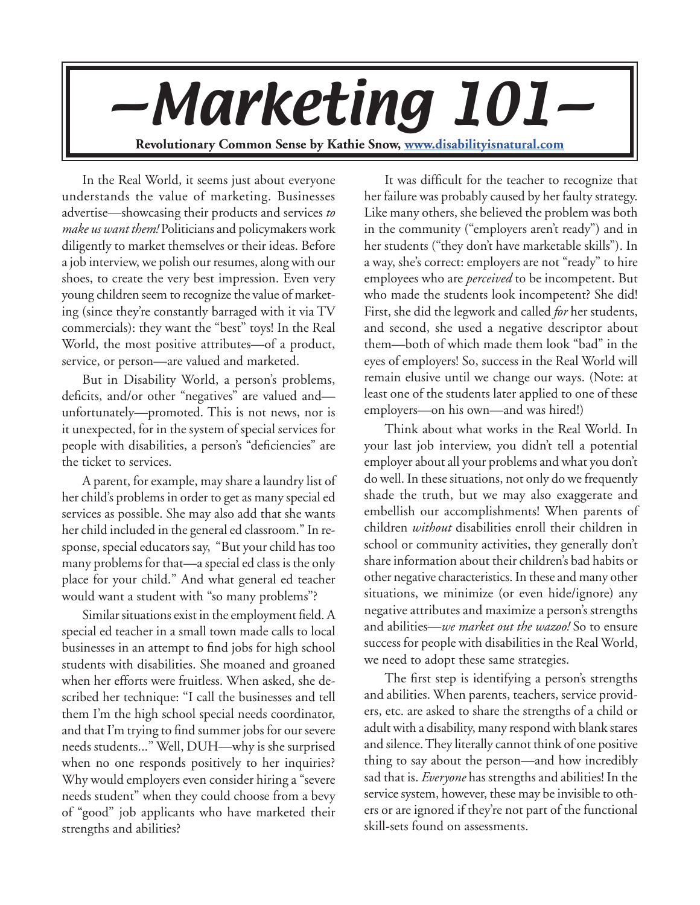# —Marketing 101—

**Revolutionary Common Sense by Kathie Snow, [www.disabilityisnatural.com](http://www.disabilityisnatural.com)**

In the Real World, it seems just about everyone understands the value of marketing. Businesses advertise—showcasing their products and services *to make us want them!* Politicians and policymakers work diligently to market themselves or their ideas. Before a job interview, we polish our resumes, along with our shoes, to create the very best impression. Even very young children seem to recognize the value of marketing (since they're constantly barraged with it via TV commercials): they want the "best" toys! In the Real World, the most positive attributes—of a product, service, or person—are valued and marketed.

But in Disability World, a person's problems, deficits, and/or other "negatives" are valued and—unfortunately—promoted. This is not news, nor is it unexpected, for in the system of special services for people with disabilities, a person's "deficiencies" are the ticket to services.

A parent, for example, may share a laundry list of her child's problems in order to get as many special ed services as possible. She may also add that she wants her child included in the general ed classroom." In response, special educators say, "But your child has too many problems for that—a special ed class is the only place for your child." And what general ed teacher would want a student with "so many problems"?

Similar situations exist in the employment field. A special ed teacher in a small town made calls to local businesses in an attempt to find jobs for high school students with disabilities. She moaned and groaned when her efforts were fruitless. When asked, she described her technique: "I call the businesses and tell them I'm the high school special needs coordinator, and that I'm trying to find summer jobs for our severe needs students..." Well, DUH—why is she surprised when no one responds positively to her inquiries? Why would employers even consider hiring a "severe needs student" when they could choose from a bevy of "good" job applicants who have marketed their strengths and abilities?

It was difficult for the teacher to recognize that her failure was probably caused by her faulty strategy. Like many others, she believed the problem was both in the community ("employers aren't ready") and in her students ("they don't have marketable skills"). In a way, she's correct: employers are not "ready" to hire employees who are *perceived* to be incompetent. But who made the students look incompetent? She did! First, she did the legwork and called *for* her students, and second, she used a negative descriptor about them—both of which made them look "bad" in the eyes of employers! So, success in the Real World will remain elusive until we change our ways. (Note: at least one of the students later applied to one of these employers—on his own—and was hired!)

Think about what works in the Real World. In your last job interview, you didn't tell a potential employer about all your problems and what you don't do well. In these situations, not only do we frequently shade the truth, but we may also exaggerate and embellish our accomplishments! When parents of children *without* disabilities enroll their children in school or community activities, they generally don't share information about their children's bad habits or other negative characteristics. In these and many other situations, we minimize (or even hide/ignore) any negative attributes and maximize a person's strengths and abilities—*we market out the wazoo!* So to ensure success for people with disabilities in the Real World, we need to adopt these same strategies.

The first step is identifying a person's strengths and abilities. When parents, teachers, service providers, etc. are asked to share the strengths of a child or adult with a disability, many respond with blank stares and silence. They literally cannot think of one positive thing to say about the person—and how incredibly sad that is. *Everyone* has strengths and abilities! In the service system, however, these may be invisible to others or are ignored if they're not part of the functional skill-sets found on assessments.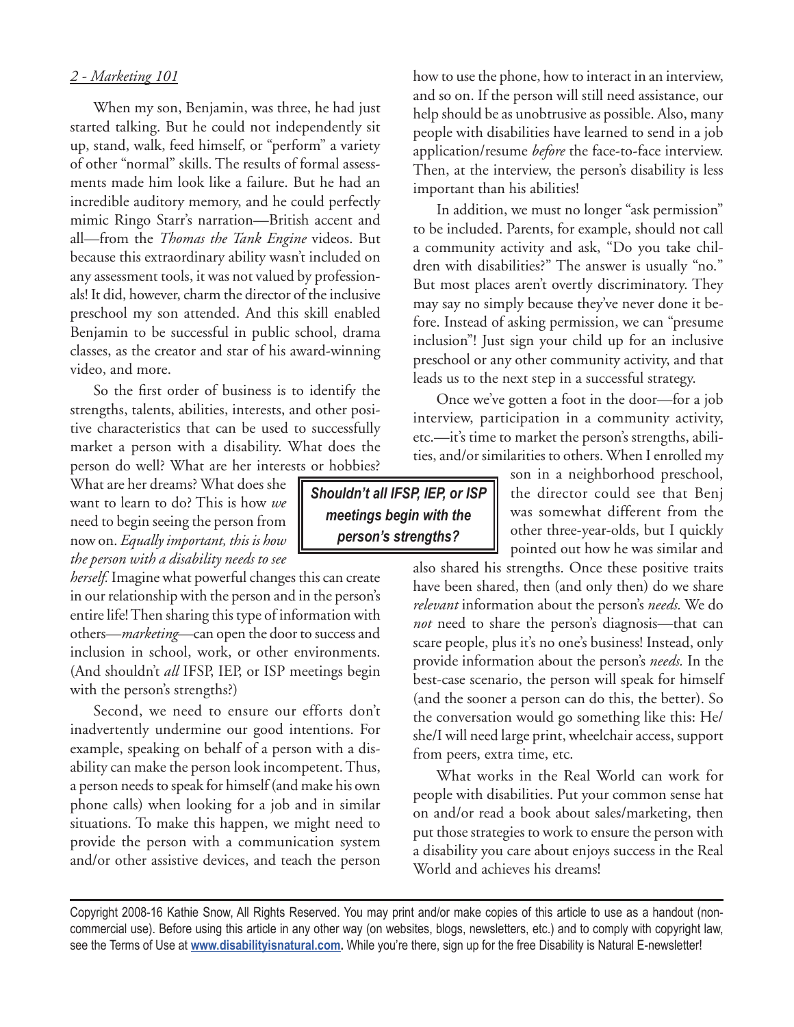When my son, Benjamin, was three, he had just started talking. But he could not independently sit up, stand, walk, feed himself, or "perform" a variety of other "normal" skills. The results of formal assessments made him look like a failure. But he had an incredible auditory memory, and he could perfectly mimic Ringo Starr's narration—British accent and all—from the *Thomas the Tank Engine* videos. But because this extraordinary ability wasn't included on any assessment tools, it was not valued by professionals! It did, however, charm the director of the inclusive preschool my son attended. And this skill enabled Benjamin to be successful in public school, drama classes, as the creator and star of his award-winning video, and more.

So the first order of business is to identify the strengths, talents, abilities, interests, and other positive characteristics that can be used to successfully market a person with a disability. What does the person do well? What are her interests or hobbies? What are her dreams? What does she want to learn to do? This is how *we* need to begin seeing the person from now on. *Equally important, this is how the person with a disability needs to see herself.* Imagine what powerful changes this can create in our relationship with the person and in the person's entire life! Then sharing this type of information with others—*marketing*—can open the door to success and inclusion in school, work, or other environments. (And shouldn't *all* IFSP, IEP, or ISP meetings begin with the person's strengths?)

**Shouldn't all IFSP, IEP, or ISP meetings begin with the person's strengths?**

Second, we need to ensure our efforts don't inadvertently undermine our good intentions. For example, speaking on behalf of a person with a disability can make the person look incompetent. Thus, a person needs to speak for himself (and make his own phone calls) when looking for a job and in similar situations. To make this happen, we might need to provide the person with a communication system and/or other assistive devices, and teach the person how to use the phone, how to interact in an interview, and so on. If the person will still need assistance, our help should be as unobtrusive as possible. Also, many people with disabilities have learned to send in a job application/resume *before* the face-to-face interview. Then, at the interview, the person's disability is less important than his abilities!

In addition, we must no longer "ask permission" to be included. Parents, for example, should not call a community activity and ask, "Do you take children with disabilities?" The answer is usually "no." But most places aren't overtly discriminatory. They may say no simply because they've never done it before. Instead of asking permission, we can "presume inclusion"! Just sign your child up for an inclusive preschool or any other community activity, and that leads us to the next step in a successful strategy.

Once we've gotten a foot in the door—for a job interview, participation in a community activity, etc.—it's time to market the person's strengths, abilities, and/or similarities to others. When I enrolled my son in a neighborhood preschool, the director could see that Benj was somewhat different from the other three-year-olds, but I quickly pointed out how he was similar and also shared his strengths. Once these positive traits have been shared, then (and only then) do we share *relevant* information about the person's *needs.* We do *not* need to share the person's diagnosis—that can scare people, plus it's no one's business! Instead, only provide information about the person's *needs.* In the best-case scenario, the person will speak for himself (and the sooner a person can do this, the better). So the conversation would go something like this: He/she/I will need large print, wheelchair access, support from peers, extra time, etc.

What works in the Real World can work for people with disabilities. Put your common sense hat on and/or read a book about sales/marketing, then put those strategies to work to ensure the person with a disability you care about enjoys success in the Real World and achieves his dreams!

Copyright 2008-16 Kathie Snow, All Rights Reserved. You may print and/or make copies of this article to use as a handout (non-commercial use). Before using this article in any other way (on websites, blogs, newsletters, etc.) and to comply with copyright law, see the Terms of Use at **www.disabilityisnatural.com.** While you're there, sign up for the free Disability is Natural E-newsletter!